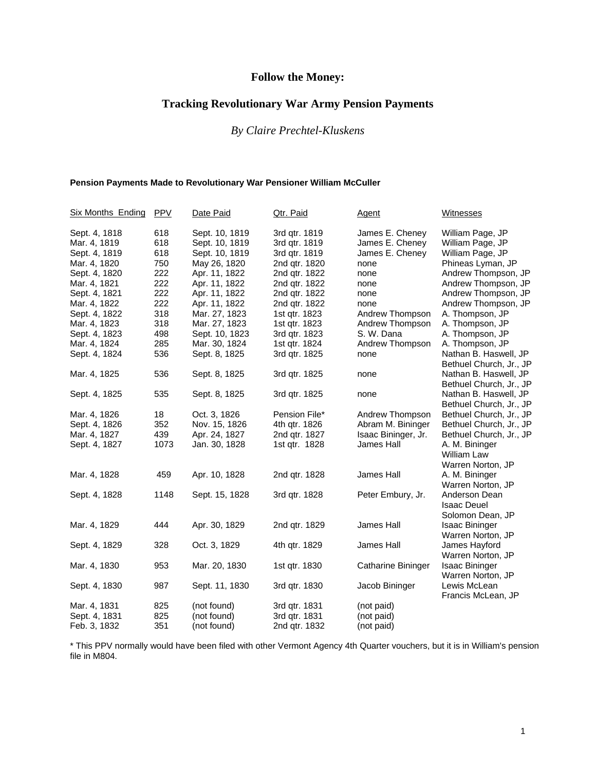# Follow the Money:

## Tracking Revolutionary War Army Pension Payments

*By Claire Prechtel-Kluskens*

**Pension Payments Made to Revolutionary War Pensioner William McCuller**

| Six Months Ending | PPV | Date Paid | Qtr. Paid | Agent | Witnesses |
|---|---|---|---|---|---|
| Sept. 4, 1818 | 618 | Sept. 10, 1819 | 3rd qtr. 1819 | James E. Cheney | William Page, JP |
| Mar. 4, 1819 | 618 | Sept. 10, 1819 | 3rd qtr. 1819 | James E. Cheney | William Page, JP |
| Sept. 4, 1819 | 618 | Sept. 10, 1819 | 3rd qtr. 1819 | James E. Cheney | William Page, JP |
| Mar. 4, 1820 | 750 | May 26, 1820 | 2nd qtr. 1820 | none | Phineas Lyman, JP |
| Sept. 4, 1820 | 222 | Apr. 11, 1822 | 2nd qtr. 1822 | none | Andrew Thompson, JP |
| Mar. 4, 1821 | 222 | Apr. 11, 1822 | 2nd qtr. 1822 | none | Andrew Thompson, JP |
| Sept. 4, 1821 | 222 | Apr. 11, 1822 | 2nd qtr. 1822 | none | Andrew Thompson, JP |
| Mar. 4, 1822 | 222 | Apr. 11, 1822 | 2nd qtr. 1822 | none | Andrew Thompson, JP |
| Sept. 4, 1822 | 318 | Mar. 27, 1823 | 1st qtr. 1823 | Andrew Thompson | A. Thompson, JP |
| Mar. 4, 1823 | 318 | Mar. 27, 1823 | 1st qtr. 1823 | Andrew Thompson | A. Thompson, JP |
| Sept. 4, 1823 | 498 | Sept. 10, 1823 | 3rd qtr. 1823 | S. W. Dana | A. Thompson, JP |
| Mar. 4, 1824 | 285 | Mar. 30, 1824 | 1st qtr. 1824 | Andrew Thompson | A. Thompson, JP |
| Sept. 4, 1824 | 536 | Sept. 8, 1825 | 3rd qtr. 1825 | none | Nathan B. Haswell, JP<br>Bethuel Church, Jr., JP |
| Mar. 4, 1825 | 536 | Sept. 8, 1825 | 3rd qtr. 1825 | none | Nathan B. Haswell, JP<br>Bethuel Church, Jr., JP |
| Sept. 4, 1825 | 535 | Sept. 8, 1825 | 3rd qtr. 1825 | none | Nathan B. Haswell, JP<br>Bethuel Church, Jr., JP |
| Mar. 4, 1826 | 18 | Oct. 3, 1826 | Pension File* | Andrew Thompson | Bethuel Church, Jr., JP |
| Sept. 4, 1826 | 352 | Nov. 15, 1826 | 4th qtr. 1826 | Abram M. Bininger | Bethuel Church, Jr., JP |
| Mar. 4, 1827 | 439 | Apr. 24, 1827 | 2nd qtr. 1827 | Isaac Bininger, Jr. | Bethuel Church, Jr., JP |
| Sept. 4, 1827 | 1073 | Jan. 30, 1828 | 1st qtr. 1828 | James Hall | A. M. Bininger<br>William Law<br>Warren Norton, JP |
| Mar. 4, 1828 | 459 | Apr. 10, 1828 | 2nd qtr. 1828 | James Hall | A. M. Bininger<br>Warren Norton, JP |
| Sept. 4, 1828 | 1148 | Sept. 15, 1828 | 3rd qtr. 1828 | Peter Embury, Jr. | Anderson Dean<br>Isaac Deuel<br>Solomon Dean, JP |
| Mar. 4, 1829 | 444 | Apr. 30, 1829 | 2nd qtr. 1829 | James Hall | Isaac Bininger<br>Warren Norton, JP |
| Sept. 4, 1829 | 328 | Oct. 3, 1829 | 4th qtr. 1829 | James Hall | James Hayford<br>Warren Norton, JP |
| Mar. 4, 1830 | 953 | Mar. 20, 1830 | 1st qtr. 1830 | Catharine Bininger | Isaac Bininger<br>Warren Norton, JP |
| Sept. 4, 1830 | 987 | Sept. 11, 1830 | 3rd qtr. 1830 | Jacob Bininger | Lewis McLean<br>Francis McLean, JP |
| Mar. 4, 1831 | 825 | (not found) | 3rd qtr. 1831 | (not paid) | |
| Sept. 4, 1831 | 825 | (not found) | 3rd qtr. 1831 | (not paid) | |
| Feb. 3, 1832 | 351 | (not found) | 2nd qtr. 1832 | (not paid) | |

* This PPV normally would have been filed with other Vermont Agency 4th Quarter vouchers, but it is in William's pension file in M804.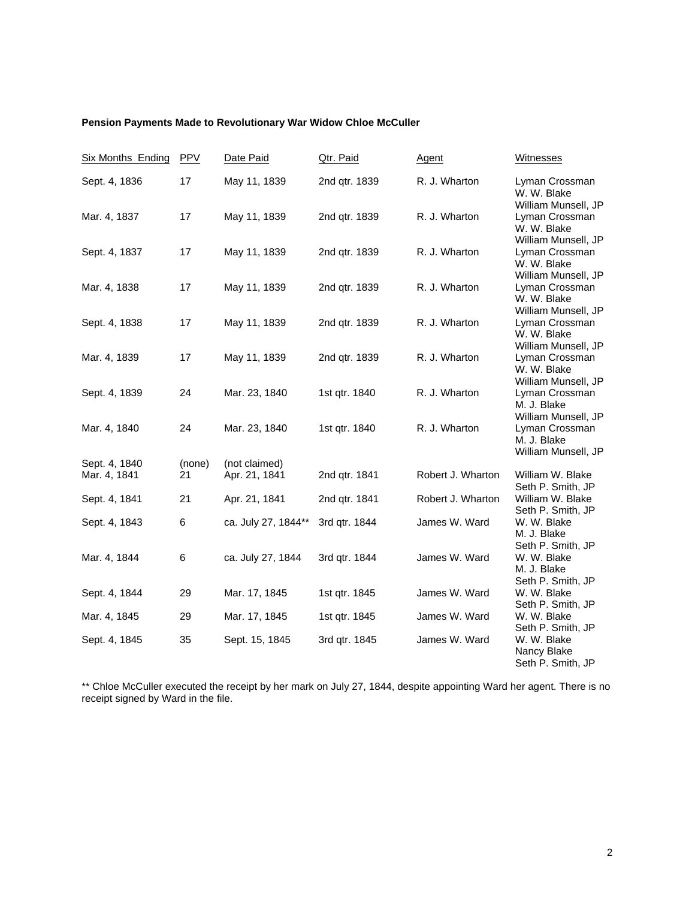**Pension Payments Made to Revolutionary War Widow Chloe McCuller**

| Six Months Ending | PPV | Date Paid | Qtr. Paid | Agent | Witnesses |
|---|---|---|---|---|---|
| Sept. 4, 1836 | 17 | May 11, 1839 | 2nd qtr. 1839 | R. J. Wharton | Lyman Crossman<br>W. W. Blake<br>William Munsell, JP |
| Mar. 4, 1837 | 17 | May 11, 1839 | 2nd qtr. 1839 | R. J. Wharton | Lyman Crossman<br>W. W. Blake<br>William Munsell, JP |
| Sept. 4, 1837 | 17 | May 11, 1839 | 2nd qtr. 1839 | R. J. Wharton | Lyman Crossman<br>W. W. Blake<br>William Munsell, JP |
| Mar. 4, 1838 | 17 | May 11, 1839 | 2nd qtr. 1839 | R. J. Wharton | Lyman Crossman<br>W. W. Blake<br>William Munsell, JP |
| Sept. 4, 1838 | 17 | May 11, 1839 | 2nd qtr. 1839 | R. J. Wharton | Lyman Crossman<br>W. W. Blake<br>William Munsell, JP |
| Mar. 4, 1839 | 17 | May 11, 1839 | 2nd qtr. 1839 | R. J. Wharton | Lyman Crossman<br>W. W. Blake<br>William Munsell, JP |
| Sept. 4, 1839 | 24 | Mar. 23, 1840 | 1st qtr. 1840 | R. J. Wharton | Lyman Crossman<br>M. J. Blake<br>William Munsell, JP |
| Mar. 4, 1840 | 24 | Mar. 23, 1840 | 1st qtr. 1840 | R. J. Wharton | Lyman Crossman<br>M. J. Blake<br>William Munsell, JP |
| Sept. 4, 1840 | (none) | (not claimed) | | | |
| Mar. 4, 1841 | 21 | Apr. 21, 1841 | 2nd qtr. 1841 | Robert J. Wharton | William W. Blake<br>Seth P. Smith, JP |
| Sept. 4, 1841 | 21 | Apr. 21, 1841 | 2nd qtr. 1841 | Robert J. Wharton | William W. Blake<br>Seth P. Smith, JP |
| Sept. 4, 1843 | 6 | ca. July 27, 1844** | 3rd qtr. 1844 | James W. Ward | W. W. Blake<br>M. J. Blake<br>Seth P. Smith, JP |
| Mar. 4, 1844 | 6 | ca. July 27, 1844 | 3rd qtr. 1844 | James W. Ward | W. W. Blake<br>M. J. Blake<br>Seth P. Smith, JP |
| Sept. 4, 1844 | 29 | Mar. 17, 1845 | 1st qtr. 1845 | James W. Ward | W. W. Blake<br>Seth P. Smith, JP |
| Mar. 4, 1845 | 29 | Mar. 17, 1845 | 1st qtr. 1845 | James W. Ward | W. W. Blake<br>Seth P. Smith, JP |
| Sept. 4, 1845 | 35 | Sept. 15, 1845 | 3rd qtr. 1845 | James W. Ward | W. W. Blake<br>Nancy Blake<br>Seth P. Smith, JP |

** Chloe McCuller executed the receipt by her mark on July 27, 1844, despite appointing Ward her agent. There is no receipt signed by Ward in the file.